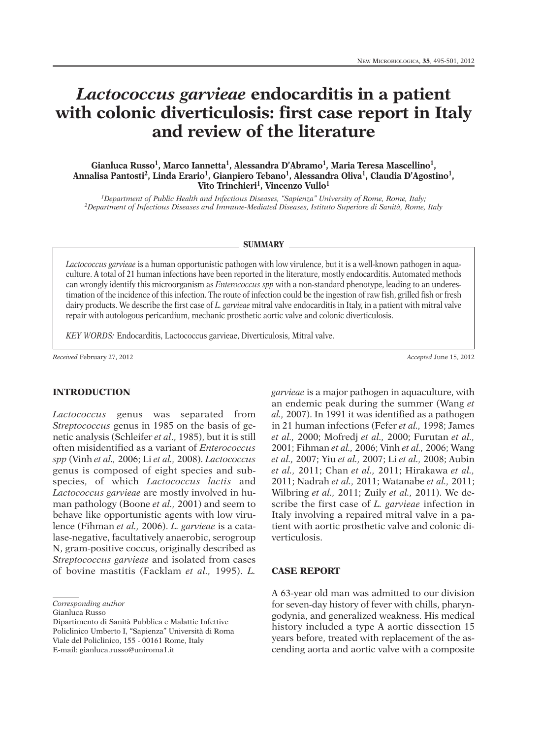# *Lactococcus garvieae* endocarditis in a patient with colonic diverticulosis: first case report in Italy and review of the literature

**Gianluca Russo[1], Marco Iannetta[1], Alessandra D'Abramo[1], Maria Teresa Mascellino[1], Annalisa Pantosti[2], Linda Erario[1], Gianpiero Tebano[1], Alessandra Oliva[1], Claudia D'Agostino[1], Vito Trinchieri[1], Vincenzo Vullo[1]**

[1]*Department of Public Health and Infectious Diseases, "Sapienza" University of Rome, Rome, Italy;*
[2]*Department of Infectious Diseases and Immune-Mediated Diseases, Istituto Superiore di Sanità, Rome, Italy*

**SUMMARY**

*Lactococcus garvieae* is a human opportunistic pathogen with low virulence, but it is a well-known pathogen in aquaculture. A total of 21 human infections have been reported in the literature, mostly endocarditis. Automated methods can wrongly identify this microorganism as *Enterococcus spp* with a non-standard phenotype, leading to an underestimation of the incidence of this infection. The route of infection could be the ingestion of raw fish, grilled fish or fresh dairy products. We describe the first case of *L. garvieae* mitral valve endocarditis in Italy, in a patient with mitral valve repair with autologous pericardium, mechanic prosthetic aortic valve and colonic diverticulosis.

*KEY WORDS:* Endocarditis, Lactococcus garvieae, Diverticulosis, Mitral valve.

*Received* February 27, 2012 *Accepted* June 15, 2012

## INTRODUCTION

*Lactococcus* genus was separated from *Streptococcus* genus in 1985 on the basis of genetic analysis (Schleifer *et al*., 1985), but it is still often misidentified as a variant of *Enterococcus spp* (Vinh *et al.,* 2006; Li *et al.,* 2008). *Lactococcus* genus is composed of eight species and subspecies, of which *Lactococcus lactis* and *Lactococcus garvieae* are mostly involved in human pathology (Boone *et al.,* 2001) and seem to behave like opportunistic agents with low virulence (Fihman *et al.,* 2006). *L. garvieae* is a catalase-negative, facultatively anaerobic, serogroup N, gram-positive coccus, originally described as *Streptococcus garvieae* and isolated from cases of bovine mastitis (Facklam *et al.,* 1995). *L. garvieae* is a major pathogen in aquaculture, with an endemic peak during the summer (Wang *et al.,* 2007). In 1991 it was identified as a pathogen in 21 human infections (Fefer *et al.,* 1998; James *et al.,* 2000; Mofredj *et al.,* 2000; Furutan *et al.,* 2001; Fihman *et al.,* 2006; Vinh *et al.,* 2006; Wang *et al.,* 2007; Yiu *et al.,* 2007; Li *et al.,* 2008; Aubin *et al.,* 2011; Chan *et al.,* 2011; Hirakawa *et al.,* 2011; Nadrah *et al.,* 2011; Watanabe *et al.,* 2011; Wilbring *et al.,* 2011; Zuily *et al.,* 2011). We describe the first case of *L. garvieae* infection in Italy involving a repaired mitral valve in a patient with aortic prosthetic valve and colonic diverticulosis.

## CASE REPORT

A 63-year old man was admitted to our division for seven-day history of fever with chills, pharyngodynia, and generalized weakness. His medical history included a type A aortic dissection 15 years before, treated with replacement of the ascending aorta and aortic valve with a composite

*Corresponding author*
Gianluca Russo
Dipartimento di Sanità Pubblica e Malattie Infettive
Policlinico Umberto I, "Sapienza" Università di Roma
Viale del Policlinico, 155 - 00161 Rome, Italy
E-mail: gianluca.russo@uniroma1.it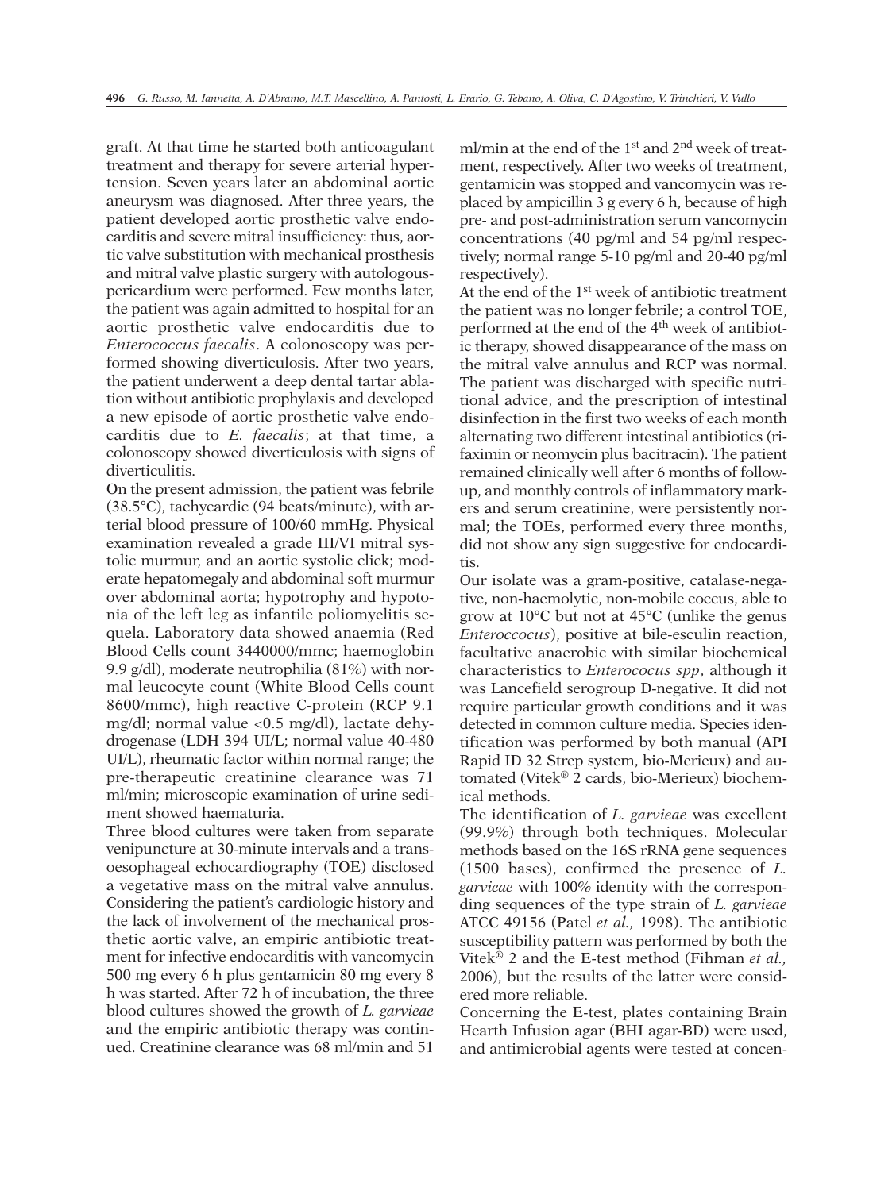graft. At that time he started both anticoagulant treatment and therapy for severe arterial hypertension. Seven years later an abdominal aortic aneurysm was diagnosed. After three years, the patient developed aortic prosthetic valve endocarditis and severe mitral insufficiency: thus, aortic valve substitution with mechanical prosthesis and mitral valve plastic surgery with autologous-pericardium were performed. Few months later, the patient was again admitted to hospital for an aortic prosthetic valve endocarditis due to *Enterococcus faecalis*. A colonoscopy was performed showing diverticulosis. After two years, the patient underwent a deep dental tartar ablation without antibiotic prophylaxis and developed a new episode of aortic prosthetic valve endocarditis due to *E. faecalis*; at that time, a colonoscopy showed diverticulosis with signs of diverticulitis.

On the present admission, the patient was febrile (38.5°C), tachycardic (94 beats/minute), with arterial blood pressure of 100/60 mmHg. Physical examination revealed a grade III/VI mitral systolic murmur, and an aortic systolic click; moderate hepatomegaly and abdominal soft murmur over abdominal aorta; hypotrophy and hypotonia of the left leg as infantile poliomyelitis sequela. Laboratory data showed anaemia (Red Blood Cells count 3440000/mmc; haemoglobin 9.9 g/dl), moderate neutrophilia (81%) with normal leucocyte count (White Blood Cells count 8600/mmc), high reactive C-protein (RCP 9.1 mg/dl; normal value <0.5 mg/dl), lactate dehydrogenase (LDH 394 UI/L; normal value 40-480 UI/L), rheumatic factor within normal range; the pre-therapeutic creatinine clearance was 71 ml/min; microscopic examination of urine sediment showed haematuria.

Three blood cultures were taken from separate venipuncture at 30-minute intervals and a transoesophageal echocardiography (TOE) disclosed a vegetative mass on the mitral valve annulus. Considering the patient's cardiologic history and the lack of involvement of the mechanical prosthetic aortic valve, an empiric antibiotic treatment for infective endocarditis with vancomycin 500 mg every 6 h plus gentamicin 80 mg every 8 h was started. After 72 h of incubation, the three blood cultures showed the growth of *L. garvieae* and the empiric antibiotic therapy was continued. Creatinine clearance was 68 ml/min and 51 ml/min at the end of the 1[st] and 2[nd] week of treatment, respectively. After two weeks of treatment, gentamicin was stopped and vancomycin was replaced by ampicillin 3 g every 6 h, because of high pre- and post-administration serum vancomycin concentrations (40 pg/ml and 54 pg/ml respectively; normal range 5-10 pg/ml and 20-40 pg/ml respectively).

At the end of the 1[st] week of antibiotic treatment the patient was no longer febrile; a control TOE, performed at the end of the 4[th] week of antibiotic therapy, showed disappearance of the mass on the mitral valve annulus and RCP was normal. The patient was discharged with specific nutritional advice, and the prescription of intestinal disinfection in the first two weeks of each month alternating two different intestinal antibiotics (rifaximin or neomycin plus bacitracin). The patient remained clinically well after 6 months of follow-up, and monthly controls of inflammatory markers and serum creatinine, were persistently normal; the TOEs, performed every three months, did not show any sign suggestive for endocarditis.

Our isolate was a gram-positive, catalase-negative, non-haemolytic, non-mobile coccus, able to grow at 10°C but not at 45°C (unlike the genus *Enteroccocus*), positive at bile-esculin reaction, facultative anaerobic with similar biochemical characteristics to *Enterococus spp*, although it was Lancefield serogroup D-negative. It did not require particular growth conditions and it was detected in common culture media. Species identification was performed by both manual (API Rapid ID 32 Strep system, bio-Merieux) and automated (Vitek® 2 cards, bio-Merieux) biochemical methods.

The identification of *L. garvieae* was excellent (99.9%) through both techniques. Molecular methods based on the 16S rRNA gene sequences (1500 bases), confirmed the presence of *L. garvieae* with 100% identity with the corresponding sequences of the type strain of *L. garvieae* ATCC 49156 (Patel *et al.*, 1998). The antibiotic susceptibility pattern was performed by both the Vitek® 2 and the E-test method (Fihman *et al.*, 2006), but the results of the latter were considered more reliable.

Concerning the E-test, plates containing Brain Hearth Infusion agar (BHI agar-BD) were used, and antimicrobial agents were tested at concen-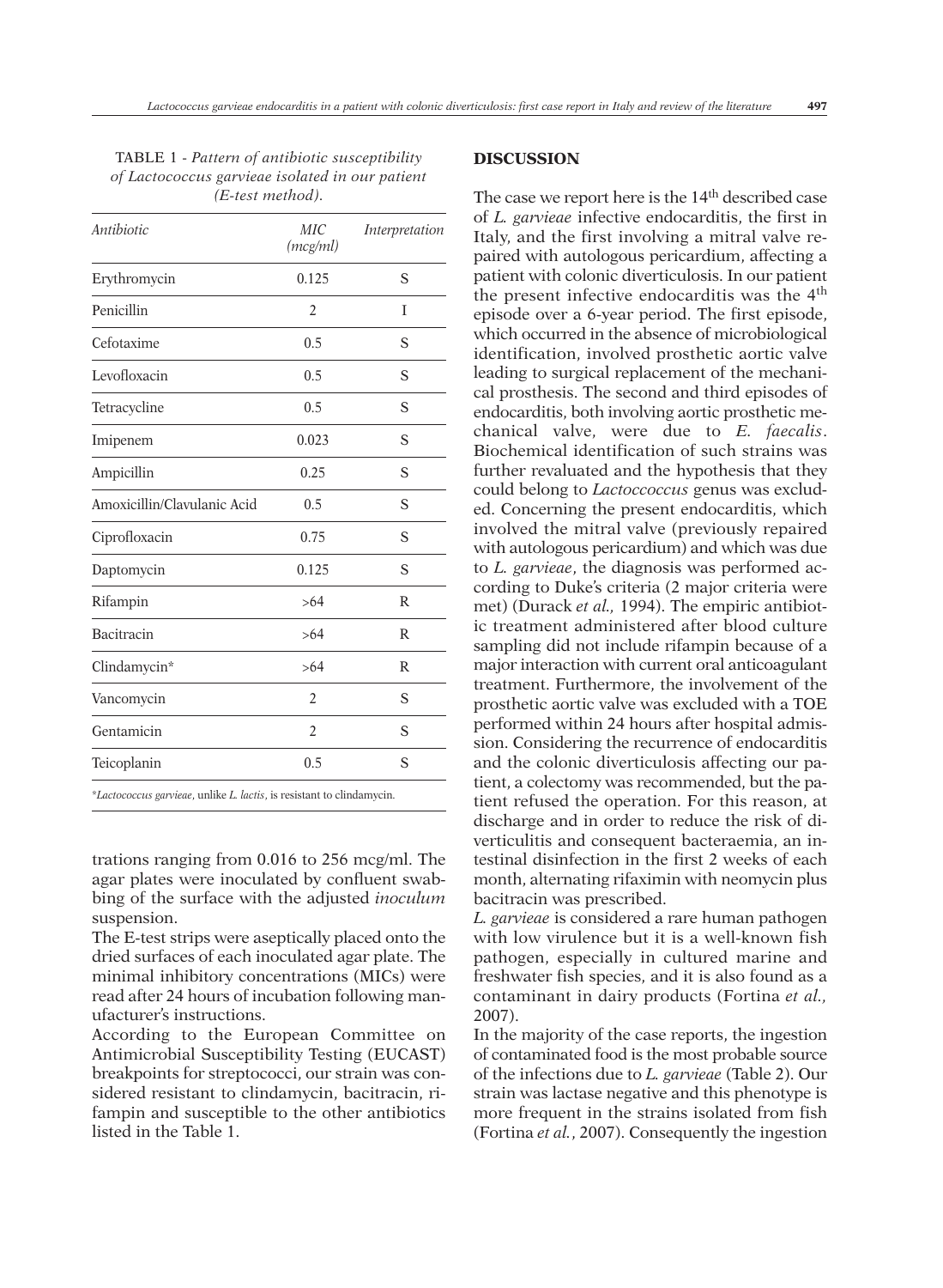TABLE 1 - *Pattern of antibiotic susceptibility of Lactococcus garvieae isolated in our patient (E-test method).*

| *Antibiotic* | *MIC (mcg/ml)* | *Interpretation* |
|---|---|---|
| Erythromycin | 0.125 | S |
| Penicillin | 2 | I |
| Cefotaxime | 0.5 | S |
| Levofloxacin | 0.5 | S |
| Tetracycline | 0.5 | S |
| Imipenem | 0.023 | S |
| Ampicillin | 0.25 | S |
| Amoxicillin/Clavulanic Acid | 0.5 | S |
| Ciprofloxacin | 0.75 | S |
| Daptomycin | 0.125 | S |
| Rifampin | >64 | R |
| Bacitracin | >64 | R |
| Clindamycin* | >64 | R |
| Vancomycin | 2 | S |
| Gentamicin | 2 | S |
| Teicoplanin | 0.5 | S |

**Lactococcus garvieae*, unlike *L. lactis*, is resistant to clindamycin.

trations ranging from 0.016 to 256 mcg/ml. The agar plates were inoculated by confluent swabbing of the surface with the adjusted *inoculum* suspension.

The E-test strips were aseptically placed onto the dried surfaces of each inoculated agar plate. The minimal inhibitory concentrations (MICs) were read after 24 hours of incubation following manufacturer's instructions.

According to the European Committee on Antimicrobial Susceptibility Testing (EUCAST) breakpoints for streptococci, our strain was considered resistant to clindamycin, bacitracin, rifampin and susceptible to the other antibiotics listed in the Table 1.

## DISCUSSION

The case we report here is the 14th described case of *L. garvieae* infective endocarditis, the first in Italy, and the first involving a mitral valve repaired with autologous pericardium, affecting a patient with colonic diverticulosis. In our patient the present infective endocarditis was the 4th episode over a 6-year period. The first episode, which occurred in the absence of microbiological identification, involved prosthetic aortic valve leading to surgical replacement of the mechanical prosthesis. The second and third episodes of endocarditis, both involving aortic prosthetic mechanical valve, were due to *E. faecalis*. Biochemical identification of such strains was further revaluated and the hypothesis that they could belong to *Lactoccoccus* genus was excluded. Concerning the present endocarditis, which involved the mitral valve (previously repaired with autologous pericardium) and which was due to *L. garvieae*, the diagnosis was performed according to Duke's criteria (2 major criteria were met) (Durack *et al.*, 1994). The empiric antibiotic treatment administered after blood culture sampling did not include rifampin because of a major interaction with current oral anticoagulant treatment. Furthermore, the involvement of the prosthetic aortic valve was excluded with a TOE performed within 24 hours after hospital admission. Considering the recurrence of endocarditis and the colonic diverticulosis affecting our patient, a colectomy was recommended, but the patient refused the operation. For this reason, at discharge and in order to reduce the risk of diverticulitis and consequent bacteraemia, an intestinal disinfection in the first 2 weeks of each month, alternating rifaximin with neomycin plus bacitracin was prescribed.

*L. garvieae* is considered a rare human pathogen with low virulence but it is a well-known fish pathogen, especially in cultured marine and freshwater fish species, and it is also found as a contaminant in dairy products (Fortina *et al.*, 2007).

In the majority of the case reports, the ingestion of contaminated food is the most probable source of the infections due to *L. garvieae* (Table 2). Our strain was lactase negative and this phenotype is more frequent in the strains isolated from fish (Fortina *et al.*, 2007). Consequently the ingestion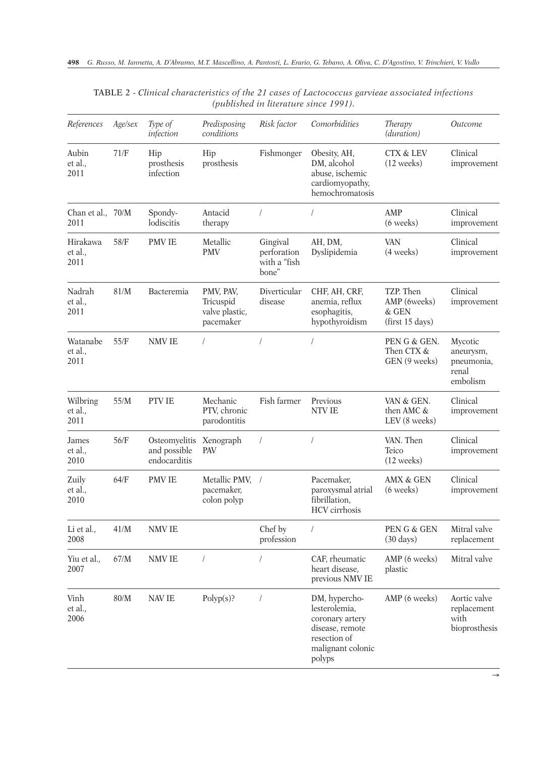TABLE 2 - *Clinical characteristics of the 21 cases of Lactococcus garvieae associated infections (published in literature since 1991).*

| *References* | *Age/sex* | *Type of infection* | *Predisposing conditions* | *Risk factor* | *Comorbidities* | *Therapy (duration)* | *Outcome* |
|---|---|---|---|---|---|---|---|
| Aubin et al., 2011 | 71/F | Hip prosthesis infection | Hip prosthesis | Fishmonger | Obesity, AH, DM, alcohol abuse, ischemic cardiomyopathy, hemochromatosis | CTX & LEV (12 weeks) | Clinical improvement |
| Chan et al., 2011 | 70/M | Spondy-lodiscitis | Antacid therapy | / | / | AMP (6 weeks) | Clinical improvement |
| Hirakawa et al., 2011 | 58/F | PMV IE | Metallic PMV | Gingival perforation with a "fish bone" | AH, DM, Dyslipidemia | VAN (4 weeks) | Clinical improvement |
| Nadrah et al., 2011 | 81/M | Bacteremia | PMV, PAV, Tricuspid valve plastic, pacemaker | Diverticular disease | CHF, AH, CRF, anemia, reflux esophagitis, hypothyroidism | TZP. Then AMP (6weeks) & GEN (first 15 days) | Clinical improvement |
| Watanabe et al., 2011 | 55/F | NMV IE | / | / | / | PEN G & GEN. Then CTX & GEN (9 weeks) | Mycotic aneurysm, pneumonia, renal embolism |
| Wilbring et al., 2011 | 55/M | PTV IE | Mechanic PTV, chronic parodontitis | Fish farmer | Previous NTV IE | VAN & GEN. then AMC & LEV (8 weeks) | Clinical improvement |
| James et al., 2010 | 56/F | Osteomyelitis and possible endocarditis | Xenograph PAV | / | / | VAN. Then Teico (12 weeks) | Clinical improvement |
| Zuily et al., 2010 | 64/F | PMV IE | Metallic PMV, pacemaker, colon polyp | / | Pacemaker, paroxysmal atrial fibrillation, HCV cirrhosis | AMX & GEN (6 weeks) | Clinical improvement |
| Li et al., 2008 | 41/M | NMV IE | | Chef by profession | / | PEN G & GEN (30 days) | Mitral valve replacement |
| Yiu et al., 2007 | 67/M | NMV IE | / | / | CAF, rheumatic heart disease, previous NMV IE | AMP (6 weeks) | Mitral valve plastic |
| Vinh et al., 2006 | 80/M | NAV IE | Polyp(s)? | / | DM, hypercho-lesterolemia, coronary artery disease, remote resection of malignant colonic polyps | AMP (6 weeks) | Aortic valve replacement with bioprosthesis |

→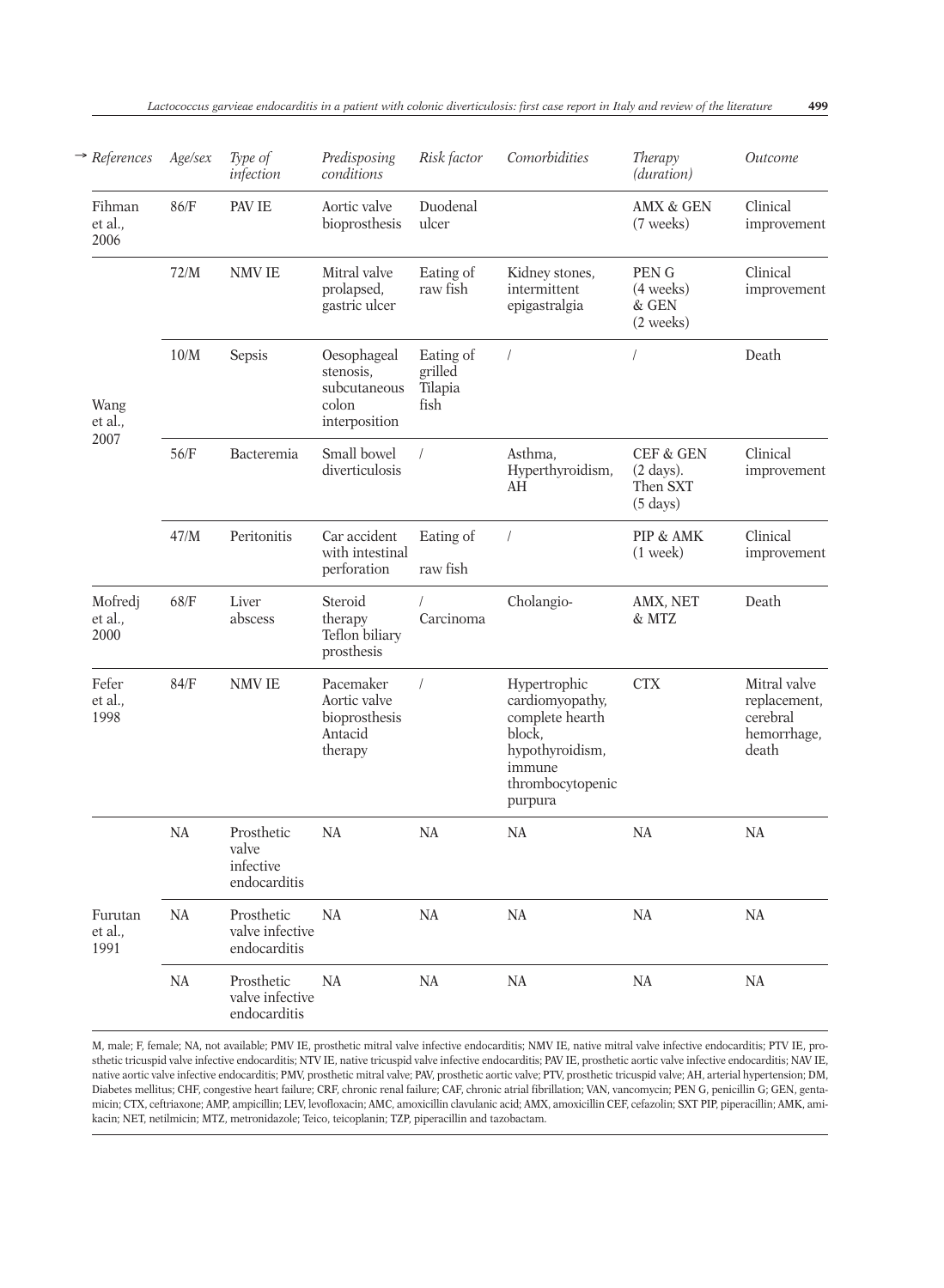| → *References* | *Age/sex* | *Type of infection* | *Predisposing conditions* | *Risk factor* | *Comorbidities* | *Therapy (duration)* | *Outcome* |
|---|---|---|---|---|---|---|---|
| Fihman et al., 2006 | 86/F | PAV IE | Aortic valve bioprosthesis | Duodenal ulcer | | AMX & GEN (7 weeks) | Clinical improvement |
| Wang et al., 2007 | 72/M | NMV IE | Mitral valve prolapsed, gastric ulcer | Eating of raw fish | Kidney stones, intermittent epigastralgia | PEN G (4 weeks) & GEN (2 weeks) | Clinical improvement |
| | 10/M | Sepsis | Oesophageal stenosis, subcutaneous colon interposition | Eating of grilled Tilapia fish | / | / | Death |
| | 56/F | Bacteremia | Small bowel diverticulosis | / | Asthma, Hyperthyroidism, AH | CEF & GEN (2 days). Then SXT (5 days) | Clinical improvement |
| | 47/M | Peritonitis | Car accident with intestinal perforation | Eating of raw fish | / | PIP & AMK (1 week) | Clinical improvement |
| Mofredj et al., 2000 | 68/F | Liver abscess | Steroid therapy Teflon biliary prosthesis | / Carcinoma | Cholangio- | AMX, NET & MTZ | Death |
| Fefer et al., 1998 | 84/F | NMV IE | Pacemaker Aortic valve bioprosthesis Antacid therapy | / | Hypertrophic cardiomyopathy, complete hearth block, hypothyroidism, immune thrombocytopenic purpura | CTX | Mitral valve replacement, cerebral hemorrhage, death |
| Furutan et al., 1991 | NA | Prosthetic valve infective endocarditis | NA | NA | NA | NA | NA |
| | NA | Prosthetic valve infective endocarditis | NA | NA | NA | NA | NA |
| | NA | Prosthetic valve infective endocarditis | NA | NA | NA | NA | NA |

M, male; F, female; NA, not available; PMV IE, prosthetic mitral valve infective endocarditis; NMV IE, native mitral valve infective endocarditis; PTV IE, prosthetic tricuspid valve infective endocarditis; NTV IE, native tricuspid valve infective endocarditis; PAV IE, prosthetic aortic valve infective endocarditis; NAV IE, native aortic valve infective endocarditis; PMV, prosthetic mitral valve; PAV, prosthetic aortic valve; PTV, prosthetic tricuspid valve; AH, arterial hypertension; DM, Diabetes mellitus; CHF, congestive heart failure; CRF, chronic renal failure; CAF, chronic atrial fibrillation; VAN, vancomycin; PEN G, penicillin G; GEN, gentamicin; CTX, ceftriaxone; AMP, ampicillin; LEV, levofloxacin; AMC, amoxicillin clavulanic acid; AMX, amoxicillin CEF, cefazolin; SXT PIP, piperacillin; AMK, amikacin; NET, netilmicin; MTZ, metronidazole; Teico, teicoplanin; TZP, piperacillin and tazobactam.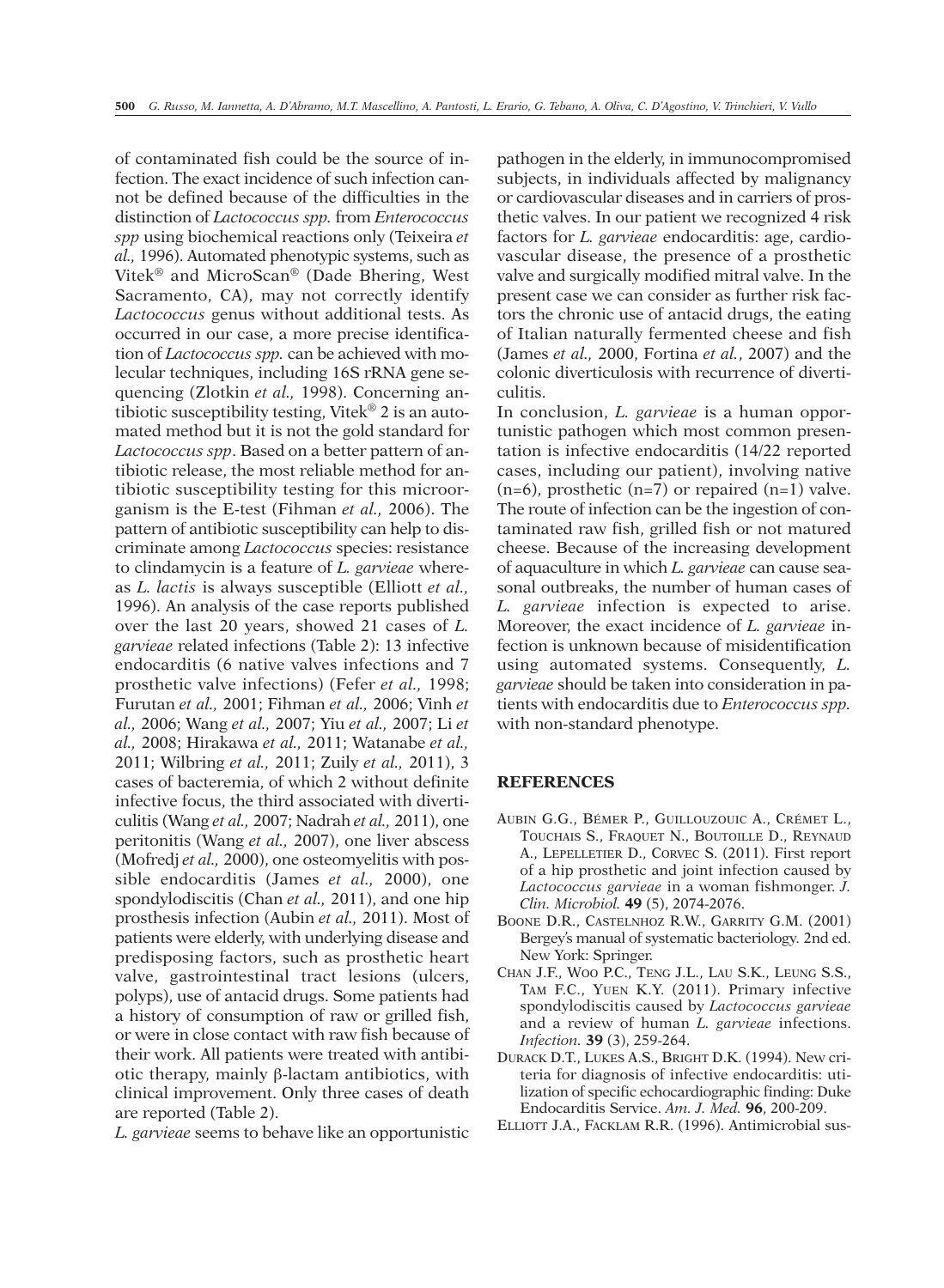of contaminated fish could be the source of infection. The exact incidence of such infection cannot be defined because of the difficulties in the distinction of *Lactococcus spp.* from *Enterococcus spp* using biochemical reactions only (Teixeira *et al.,* 1996). Automated phenotypic systems, such as Vitek® and MicroScan® (Dade Bhering, West Sacramento, CA), may not correctly identify *Lactococcus* genus without additional tests. As occurred in our case, a more precise identification of *Lactococcus spp.* can be achieved with molecular techniques, including 16S rRNA gene sequencing (Zlotkin *et al.,* 1998). Concerning antibiotic susceptibility testing, Vitek® 2 is an automated method but it is not the gold standard for *Lactococcus spp*. Based on a better pattern of antibiotic release, the most reliable method for antibiotic susceptibility testing for this microorganism is the E-test (Fihman *et al.,* 2006). The pattern of antibiotic susceptibility can help to discriminate among *Lactococcus* species: resistance to clindamycin is a feature of *L. garvieae* whereas *L. lactis* is always susceptible (Elliott *et al.,* 1996). An analysis of the case reports published over the last 20 years, showed 21 cases of *L. garvieae* related infections (Table 2): 13 infective endocarditis (6 native valves infections and 7 prosthetic valve infections) (Fefer *et al.,* 1998; Furutan *et al.,* 2001; Fihman *et al.,* 2006; Vinh *et al.,* 2006; Wang *et al.,* 2007; Yiu *et al.,* 2007; Li *et al.,* 2008; Hirakawa *et al.,* 2011; Watanabe *et al.,* 2011; Wilbring *et al.,* 2011; Zuily *et al.,* 2011), 3 cases of bacteremia, of which 2 without definite infective focus, the third associated with diverticulitis (Wang *et al.,* 2007; Nadrah *et al.,* 2011), one peritonitis (Wang *et al.,* 2007), one liver abscess (Mofredj *et al.,* 2000), one osteomyelitis with possible endocarditis (James *et al.,* 2000), one spondylodiscitis (Chan *et al.,* 2011), and one hip prosthesis infection (Aubin *et al.,* 2011). Most of patients were elderly, with underlying disease and predisposing factors, such as prosthetic heart valve, gastrointestinal tract lesions (ulcers, polyps), use of antacid drugs. Some patients had a history of consumption of raw or grilled fish, or were in close contact with raw fish because of their work. All patients were treated with antibiotic therapy, mainly β-lactam antibiotics, with clinical improvement. Only three cases of death are reported (Table 2).

*L. garvieae* seems to behave like an opportunistic pathogen in the elderly, in immunocompromised subjects, in individuals affected by malignancy or cardiovascular diseases and in carriers of prosthetic valves. In our patient we recognized 4 risk factors for *L. garvieae* endocarditis: age, cardiovascular disease, the presence of a prosthetic valve and surgically modified mitral valve. In the present case we can consider as further risk factors the chronic use of antacid drugs, the eating of Italian naturally fermented cheese and fish (James *et al.,* 2000, Fortina *et al.*, 2007) and the colonic diverticulosis with recurrence of diverticulitis.

In conclusion, *L. garvieae* is a human opportunistic pathogen which most common presentation is infective endocarditis (14/22 reported cases, including our patient), involving native (n=6), prosthetic (n=7) or repaired (n=1) valve. The route of infection can be the ingestion of contaminated raw fish, grilled fish or not matured cheese. Because of the increasing development of aquaculture in which *L. garvieae* can cause seasonal outbreaks, the number of human cases of *L. garvieae* infection is expected to arise. Moreover, the exact incidence of *L. garvieae* infection is unknown because of misidentification using automated systems. Consequently, *L. garvieae* should be taken into consideration in patients with endocarditis due to *Enterococcus spp.* with non-standard phenotype.

## REFERENCES

Aubin G.G., Bémer P., Guillouzouic A., Crémet L., Touchais S., Fraquet N., Boutoille D., Reynaud A., Lepelletier D., Corvec S. (2011). First report of a hip prosthetic and joint infection caused by *Lactococcus garvieae* in a woman fishmonger. *J. Clin. Microbiol.* **49** (5), 2074-2076.

Boone D.R., Castelnhoz R.W., Garrity G.M. (2001) Bergey's manual of systematic bacteriology. 2nd ed. New York: Springer.

Chan J.F., Woo P.C., Teng J.L., Lau S.K., Leung S.S., Tam F.C., Yuen K.Y. (2011). Primary infective spondylodiscitis caused by *Lactococcus garvieae* and a review of human *L. garvieae* infections. *Infection.* **39** (3), 259-264.

Durack D.T., Lukes A.S., Bright D.K. (1994). New criteria for diagnosis of infective endocarditis: utilization of specific echocardiographic finding: Duke Endocarditis Service. *Am. J. Med.* **96**, 200-209.

Elliott J.A., Facklam R.R. (1996). Antimicrobial sus-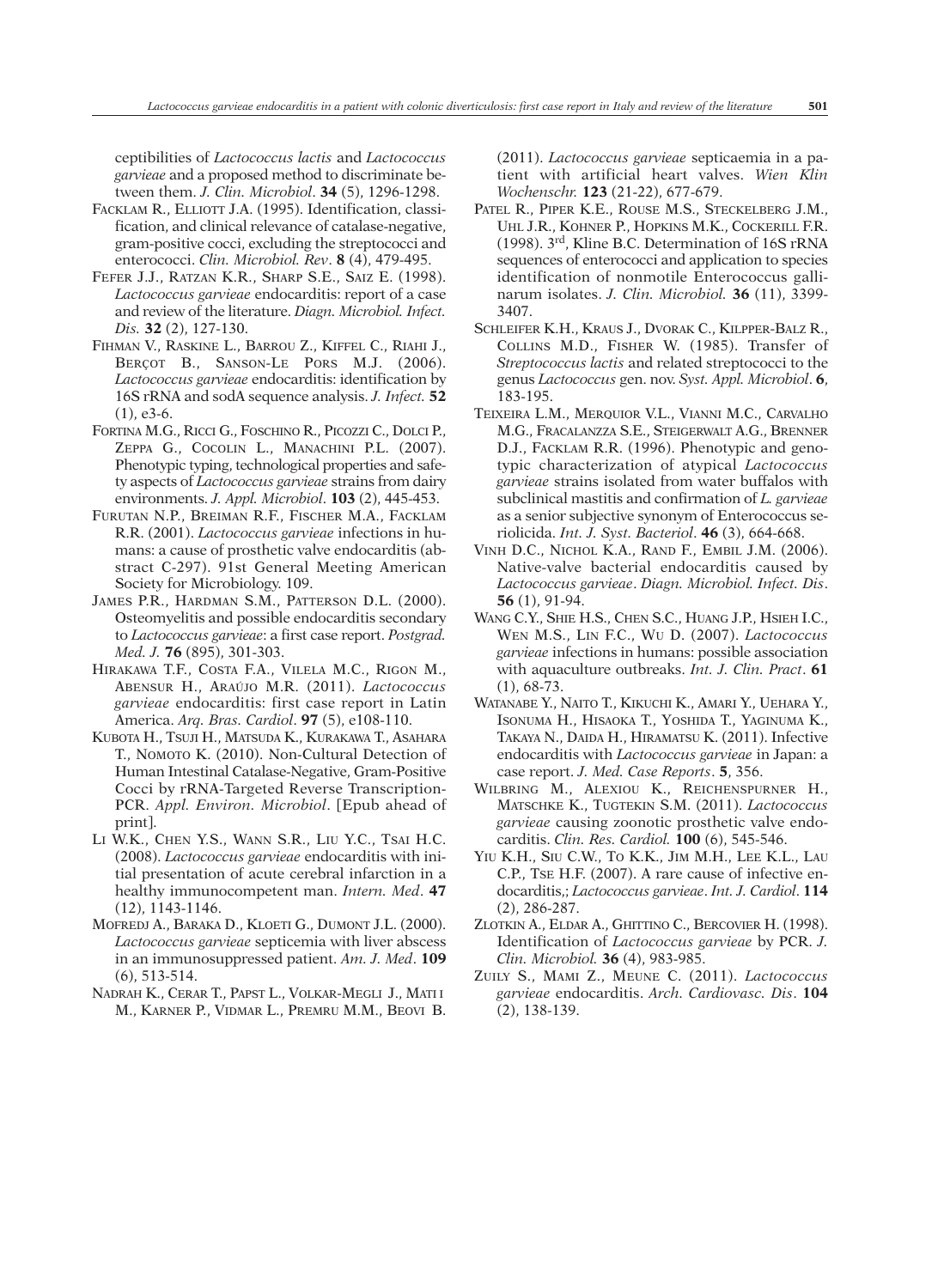ceptibilities of *Lactococcus lactis* and *Lactococcus garvieae* and a proposed method to discriminate between them. *J. Clin. Microbiol*. **34** (5), 1296-1298.

FACKLAM R., ELLIOTT J.A. (1995). Identification, classification, and clinical relevance of catalase-negative, gram-positive cocci, excluding the streptococci and enterococci. *Clin. Microbiol. Rev*. **8** (4), 479-495.

FEFER J.J., RATZAN K.R., SHARP S.E., SAIZ E. (1998). *Lactococcus garvieae* endocarditis: report of a case and review of the literature. *Diagn. Microbiol. Infect. Dis.* **32** (2), 127-130.

FIHMAN V., RASKINE L., BARROU Z., KIFFEL C., RIAHI J., BERÇOT B., SANSON-LE PORS M.J. (2006). *Lactococcus garvieae* endocarditis: identification by 16S rRNA and sodA sequence analysis. *J. Infect.* **52** (1), e3-6.

FORTINA M.G., RICCI G., FOSCHINO R., PICOZZI C., DOLCI P., ZEPPA G., COCOLIN L., MANACHINI P.L. (2007). Phenotypic typing, technological properties and safety aspects of *Lactococcus garvieae* strains from dairy environments. *J. Appl. Microbiol*. **103** (2), 445-453.

FURUTAN N.P., BREIMAN R.F., FISCHER M.A., FACKLAM R.R. (2001). *Lactococcus garvieae* infections in humans: a cause of prosthetic valve endocarditis (abstract C-297). 91st General Meeting American Society for Microbiology. 109.

JAMES P.R., HARDMAN S.M., PATTERSON D.L. (2000). Osteomyelitis and possible endocarditis secondary to *Lactococcus garvieae*: a first case report. *Postgrad. Med. J.* **76** (895), 301-303.

HIRAKAWA T.F., COSTA F.A., VILELA M.C., RIGON M., ABENSUR H., ARAÚJO M.R. (2011). *Lactococcus garvieae* endocarditis: first case report in Latin America. *Arq. Bras. Cardiol*. **97** (5), e108-110.

KUBOTA H., TSUJI H., MATSUDA K., KURAKAWA T., ASAHARA T., NOMOTO K. (2010). Non-Cultural Detection of Human Intestinal Catalase-Negative, Gram-Positive Cocci by rRNA-Targeted Reverse Transcription-PCR. *Appl. Environ. Microbiol*. [Epub ahead of print].

LI W.K., CHEN Y.S., WANN S.R., LIU Y.C., TSAI H.C. (2008). *Lactococcus garvieae* endocarditis with initial presentation of acute cerebral infarction in a healthy immunocompetent man. *Intern. Med*. **47** (12), 1143-1146.

MOFREDJ A., BARAKA D., KLOETI G., DUMONT J.L. (2000). *Lactococcus garvieae* septicemia with liver abscess in an immunosuppressed patient. *Am. J. Med*. **109** (6), 513-514.

NADRAH K., CERAR T., PAPST L., VOLKAR-MEGLI J., MATI I M., KARNER P., VIDMAR L., PREMRU M.M., BEOVI B. (2011). *Lactococcus garvieae* septicaemia in a patient with artificial heart valves. *Wien Klin Wochenschr.* **123** (21-22), 677-679.

PATEL R., PIPER K.E., ROUSE M.S., STECKELBERG J.M., UHL J.R., KOHNER P., HOPKINS M.K., COCKERILL F.R. (1998). 3rd, Kline B.C. Determination of 16S rRNA sequences of enterococci and application to species identification of nonmotile Enterococcus gallinarum isolates. *J. Clin. Microbiol.* **36** (11), 3399-3407.

SCHLEIFER K.H., KRAUS J., DVORAK C., KILPPER-BALZ R., COLLINS M.D., FISHER W. (1985). Transfer of *Streptococcus lactis* and related streptococci to the genus *Lactococcus* gen. nov. *Syst. Appl. Microbiol*. **6**, 183-195.

TEIXEIRA L.M., MERQUIOR V.L., VIANNI M.C., CARVALHO M.G., FRACALANZZA S.E., STEIGERWALT A.G., BRENNER D.J., FACKLAM R.R. (1996). Phenotypic and genotypic characterization of atypical *Lactococcus garvieae* strains isolated from water buffalos with subclinical mastitis and confirmation of *L. garvieae* as a senior subjective synonym of Enterococcus seriolicida. *Int. J. Syst. Bacteriol*. **46** (3), 664-668.

VINH D.C., NICHOL K.A., RAND F., EMBIL J.M. (2006). Native-valve bacterial endocarditis caused by *Lactococcus garvieae*. *Diagn. Microbiol. Infect. Dis*. **56** (1), 91-94.

WANG C.Y., SHIE H.S., CHEN S.C., HUANG J.P., HSIEH I.C., WEN M.S., LIN F.C., WU D. (2007). *Lactococcus garvieae* infections in humans: possible association with aquaculture outbreaks. *Int. J. Clin. Pract*. **61** (1), 68-73.

WATANABE Y., NAITO T., KIKUCHI K., AMARI Y., UEHARA Y., ISONUMA H., HISAOKA T., YOSHIDA T., YAGINUMA K., TAKAYA N., DAIDA H., HIRAMATSU K. (2011). Infective endocarditis with *Lactococcus garvieae* in Japan: a case report. *J. Med. Case Reports*. **5**, 356.

WILBRING M., ALEXIOU K., REICHENSPURNER H., MATSCHKE K., TUGTEKIN S.M. (2011). *Lactococcus garvieae* causing zoonotic prosthetic valve endocarditis. *Clin. Res. Cardiol.* **100** (6), 545-546.

YIU K.H., SIU C.W., TO K.K., JIM M.H., LEE K.L., LAU C.P., TSE H.F. (2007). A rare cause of infective endocarditis,; *Lactococcus garvieae*. *Int. J. Cardiol*. **114** (2), 286-287.

ZLOTKIN A., ELDAR A., GHITTINO C., BERCOVIER H. (1998). Identification of *Lactococcus garvieae* by PCR. *J. Clin. Microbiol.* **36** (4), 983-985.

ZUILY S., MAMI Z., MEUNE C. (2011). *Lactococcus garvieae* endocarditis. *Arch. Cardiovasc. Dis*. **104** (2), 138-139.